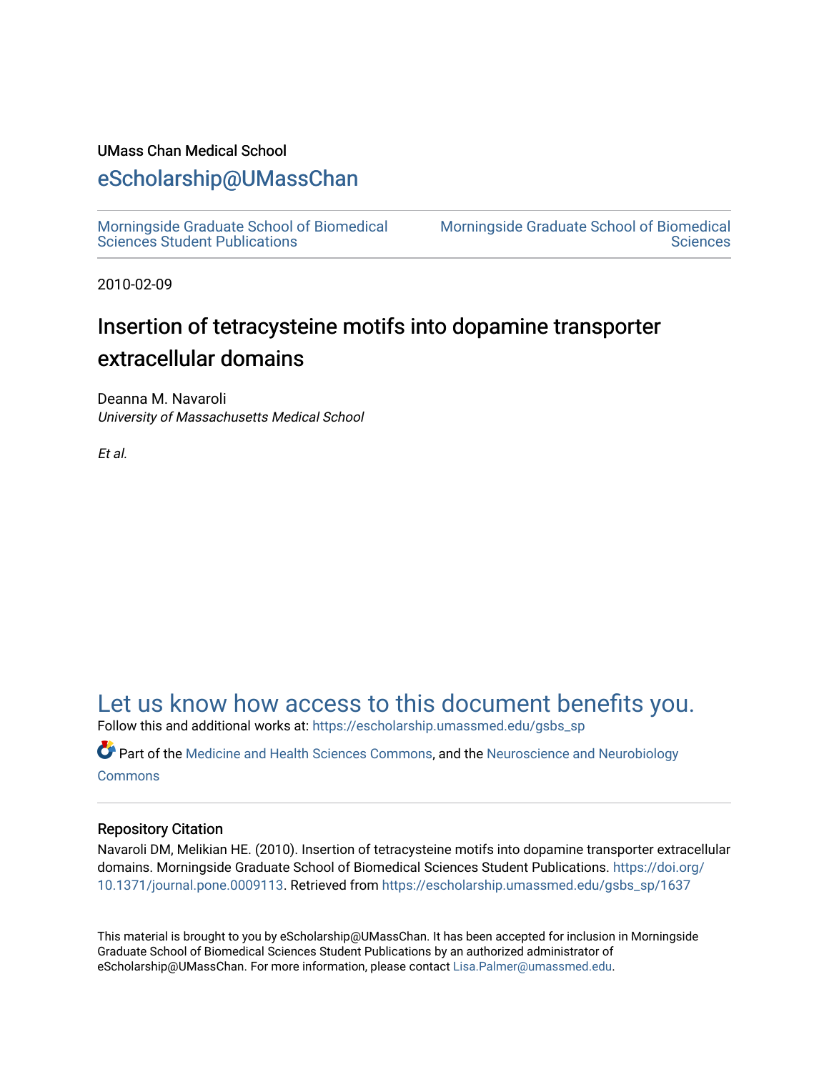UMass Chan Medical School

eScholarship@UMassChan

Morningside Graduate School of Biomedical Sciences Student Publications

Morningside Graduate School of Biomedical Sciences

2010-02-09

# Insertion of tetracysteine motifs into dopamine transporter extracellular domains

Deanna M. Navaroli
*University of Massachusetts Medical School*

*Et al.*

## Let us know how access to this document benefits you.

Follow this and additional works at: https://escholarship.umassmed.edu/gsbs_sp

Part of the Medicine and Health Sciences Commons, and the Neuroscience and Neurobiology Commons

### Repository Citation

Navaroli DM, Melikian HE. (2010). Insertion of tetracysteine motifs into dopamine transporter extracellular domains. Morningside Graduate School of Biomedical Sciences Student Publications. https://doi.org/10.1371/journal.pone.0009113. Retrieved from https://escholarship.umassmed.edu/gsbs_sp/1637

This material is brought to you by eScholarship@UMassChan. It has been accepted for inclusion in Morningside Graduate School of Biomedical Sciences Student Publications by an authorized administrator of eScholarship@UMassChan. For more information, please contact Lisa.Palmer@umassmed.edu.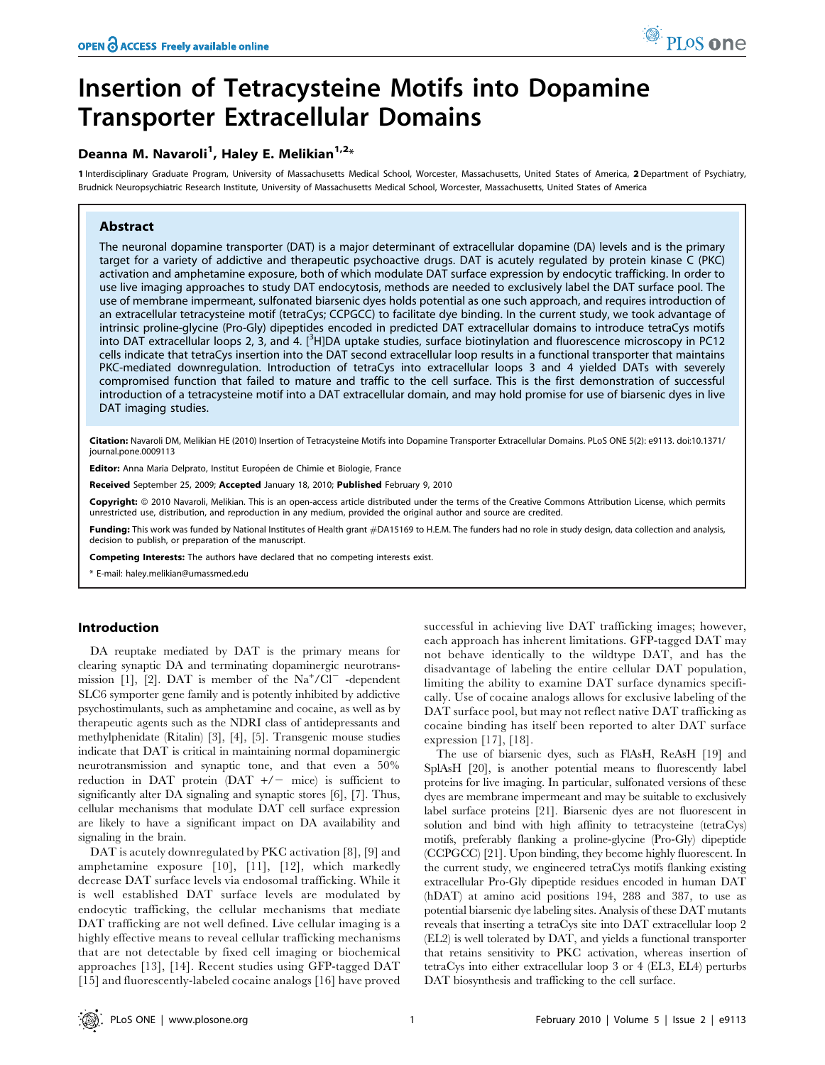# Insertion of Tetracysteine Motifs into Dopamine Transporter Extracellular Domains

**Deanna M. Navaroli[1], Haley E. Melikian[1,2]***

1 Interdisciplinary Graduate Program, University of Massachusetts Medical School, Worcester, Massachusetts, United States of America, 2 Department of Psychiatry, Brudnick Neuropsychiatric Research Institute, University of Massachusetts Medical School, Worcester, Massachusetts, United States of America

## Abstract

The neuronal dopamine transporter (DAT) is a major determinant of extracellular dopamine (DA) levels and is the primary target for a variety of addictive and therapeutic psychoactive drugs. DAT is acutely regulated by protein kinase C (PKC) activation and amphetamine exposure, both of which modulate DAT surface expression by endocytic trafficking. In order to use live imaging approaches to study DAT endocytosis, methods are needed to exclusively label the DAT surface pool. The use of membrane impermeant, sulfonated biarsenic dyes holds potential as one such approach, and requires introduction of an extracellular tetracysteine motif (tetraCys; CCPGCC) to facilitate dye binding. In the current study, we took advantage of intrinsic proline-glycine (Pro-Gly) dipeptides encoded in predicted DAT extracellular domains to introduce tetraCys motifs into DAT extracellular loops 2, 3, and 4. [$^3$H]DA uptake studies, surface biotinylation and fluorescence microscopy in PC12 cells indicate that tetraCys insertion into the DAT second extracellular loop results in a functional transporter that maintains PKC-mediated downregulation. Introduction of tetraCys into extracellular loops 3 and 4 yielded DATs with severely compromised function that failed to mature and traffic to the cell surface. This is the first demonstration of successful introduction of a tetracysteine motif into a DAT extracellular domain, and may hold promise for use of biarsenic dyes in live DAT imaging studies.

**Citation:** Navaroli DM, Melikian HE (2010) Insertion of Tetracysteine Motifs into Dopamine Transporter Extracellular Domains. PLoS ONE 5(2): e9113. doi:10.1371/journal.pone.0009113

**Editor:** Anna Maria Delprato, Institut Européen de Chimie et Biologie, France

**Received** September 25, 2009; **Accepted** January 18, 2010; **Published** February 9, 2010

**Copyright:** © 2010 Navaroli, Melikian. This is an open-access article distributed under the terms of the Creative Commons Attribution License, which permits unrestricted use, distribution, and reproduction in any medium, provided the original author and source are credited.

**Funding:** This work was funded by National Institutes of Health grant #DA15169 to H.E.M. The funders had no role in study design, data collection and analysis, decision to publish, or preparation of the manuscript.

**Competing Interests:** The authors have declared that no competing interests exist.

* E-mail: haley.melikian@umassmed.edu

## Introduction

DA reuptake mediated by DAT is the primary means for clearing synaptic DA and terminating dopaminergic neurotransmission [1], [2]. DAT is member of the $Na^+/Cl^-$ -dependent SLC6 symporter gene family and is potently inhibited by addictive psychostimulants, such as amphetamine and cocaine, as well as by therapeutic agents such as the NDRI class of antidepressants and methylphenidate (Ritalin) [3], [4], [5]. Transgenic mouse studies indicate that DAT is critical in maintaining normal dopaminergic neurotransmission and synaptic tone, and that even a 50% reduction in DAT protein (DAT +/− mice) is sufficient to significantly alter DA signaling and synaptic stores [6], [7]. Thus, cellular mechanisms that modulate DAT cell surface expression are likely to have a significant impact on DA availability and signaling in the brain.

DAT is acutely downregulated by PKC activation [8], [9] and amphetamine exposure [10], [11], [12], which markedly decrease DAT surface levels via endosomal trafficking. While it is well established DAT surface levels are modulated by endocytic trafficking, the cellular mechanisms that mediate DAT trafficking are not well defined. Live cellular imaging is a highly effective means to reveal cellular trafficking mechanisms that are not detectable by fixed cell imaging or biochemical approaches [13], [14]. Recent studies using GFP-tagged DAT [15] and fluorescently-labeled cocaine analogs [16] have proved successful in achieving live DAT trafficking images; however, each approach has inherent limitations. GFP-tagged DAT may not behave identically to the wildtype DAT, and has the disadvantage of labeling the entire cellular DAT population, limiting the ability to examine DAT surface dynamics specifically. Use of cocaine analogs allows for exclusive labeling of the DAT surface pool, but may not reflect native DAT trafficking as cocaine binding has itself been reported to alter DAT surface expression [17], [18].

The use of biarsenic dyes, such as FlAsH, ReAsH [19] and SplAsH [20], is another potential means to fluorescently label proteins for live imaging. In particular, sulfonated versions of these dyes are membrane impermeant and may be suitable to exclusively label surface proteins [21]. Biarsenic dyes are not fluorescent in solution and bind with high affinity to tetracysteine (tetraCys) motifs, preferably flanking a proline-glycine (Pro-Gly) dipeptide (CCPGCC) [21]. Upon binding, they become highly fluorescent. In the current study, we engineered tetraCys motifs flanking existing extracellular Pro-Gly dipeptide residues encoded in human DAT (hDAT) at amino acid positions 194, 288 and 387, to use as potential biarsenic dye labeling sites. Analysis of these DAT mutants reveals that inserting a tetraCys site into DAT extracellular loop 2 (EL2) is well tolerated by DAT, and yields a functional transporter that retains sensitivity to PKC activation, whereas insertion of tetraCys into either extracellular loop 3 or 4 (EL3, EL4) perturbs DAT biosynthesis and trafficking to the cell surface.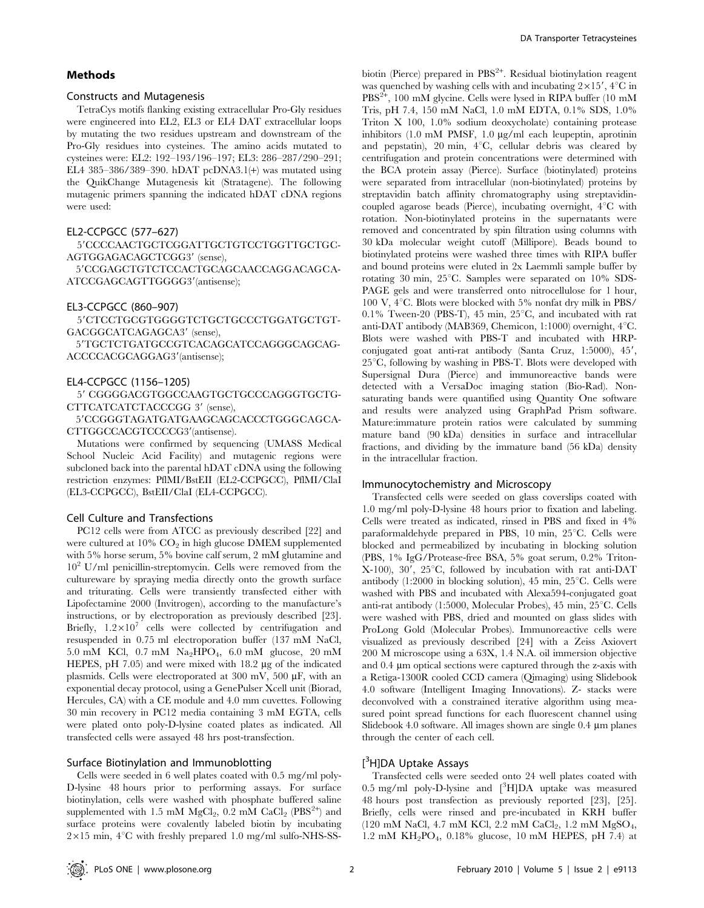## Methods

### Constructs and Mutagenesis

TetraCys motifs flanking existing extracellular Pro-Gly residues were engineered into EL2, EL3 or EL4 DAT extracellular loops by mutating the two residues upstream and downstream of the Pro-Gly residues into cysteines. The amino acids mutated to cysteines were: EL2: 192–193/196–197; EL3: 286–287/290–291; EL4 385–386/389–390. hDAT pcDNA3.1(+) was mutated using the QuikChange Mutagenesis kit (Stratagene). The following mutagenic primers spanning the indicated hDAT cDNA regions were used:

#### EL2-CCPGCC (577–627)

5′CCCCAACTGCTCGGATTGCTGTCCTGGTTGCTGCAGTGGAGACAGCTCGG3′ (sense),

5′CCGAGCTGTCTCCACTGCAGCAACCAGGACAGCAATCCGAGCAGTTGGGG3′(antisense);

#### EL3-CCPGCC (860–907)

5′CTCCTGCGTGGGGTCTGCTGCCCTGGATGCTGTGACGGCATCAGAGCA3′ (sense),

5′TGCTCTGATGCCGTCACAGCATCCAGGGCAGCAGACCCCACGCAGGAG3′(antisense);

#### EL4-CCPGCC (1156–1205)

5′ CGGGGACGTGGCCAAGTGCTGCCCAGGGTGCTGCTTCATCATCTACCCGG 3′ (sense),

5′CCGGGTAGATGATGAAGCAGCACCCTGGGCAGCACTTGGCCACGTCCCCG3′(antisense).

Mutations were confirmed by sequencing (UMASS Medical School Nucleic Acid Facility) and mutagenic regions were subcloned back into the parental hDAT cDNA using the following restriction enzymes: PflMI/BstEII (EL2-CCPGCC), PflMI/ClaI (EL3-CCPGCC), BstEII/ClaI (EL4-CCPGCC).

### Cell Culture and Transfections

PC12 cells were from ATCC as previously described [22] and were cultured at 10% $CO_2$ in high glucose DMEM supplemented with 5% horse serum, 5% bovine calf serum, 2 mM glutamine and $10^2$ U/ml penicillin-streptomycin. Cells were removed from the cultureware by spraying media directly onto the growth surface and triturating. Cells were transiently transfected either with Lipofectamine 2000 (Invitrogen), according to the manufacture's instructions, or by electroporation as previously described [23]. Briefly, $1.2 \times 10^7$ cells were collected by centrifugation and resuspended in 0.75 ml electroporation buffer (137 mM NaCl, 5.0 mM KCl, 0.7 mM $Na_2HPO_4$, 6.0 mM glucose, 20 mM HEPES, pH 7.05) and were mixed with 18.2 µg of the indicated plasmids. Cells were electroporated at 300 mV, 500 µF, with an exponential decay protocol, using a GenePulser Xcell unit (Biorad, Hercules, CA) with a CE module and 4.0 mm cuvettes. Following 30 min recovery in PC12 media containing 3 mM EGTA, cells were plated onto poly-D-lysine coated plates as indicated. All transfected cells were assayed 48 hrs post-transfection.

### Surface Biotinylation and Immunoblotting

Cells were seeded in 6 well plates coated with 0.5 mg/ml poly-D-lysine 48 hours prior to performing assays. For surface biotinylation, cells were washed with phosphate buffered saline supplemented with 1.5 mM $MgCl_2$, 0.2 mM $CaCl_2$ ($PBS^{2+}$) and surface proteins were covalently labeled biotin by incubating 2×15 min, 4°C with freshly prepared 1.0 mg/ml sulfo-NHS-SS-biotin (Pierce) prepared in $PBS^{2+}$. Residual biotinylation reagent was quenched by washing cells with and incubating 2×15′, 4°C in $PBS^{2+}$, 100 mM glycine. Cells were lysed in RIPA buffer (10 mM Tris, pH 7.4, 150 mM NaCl, 1.0 mM EDTA, 0.1% SDS, 1.0% Triton X 100, 1.0% sodium deoxycholate) containing protease inhibitors (1.0 mM PMSF, 1.0 µg/ml each leupeptin, aprotinin and pepstatin), 20 min, 4°C, cellular debris was cleared by centrifugation and protein concentrations were determined with the BCA protein assay (Pierce). Surface (biotinylated) proteins were separated from intracellular (non-biotinylated) proteins by streptavidin batch affinity chromatography using streptavidin-coupled agarose beads (Pierce), incubating overnight, 4°C with rotation. Non-biotinylated proteins in the supernatants were removed and concentrated by spin filtration using columns with 30 kDa molecular weight cutoff (Millipore). Beads bound to biotinylated proteins were washed three times with RIPA buffer and bound proteins were eluted in 2x Laemmli sample buffer by rotating 30 min, 25°C. Samples were separated on 10% SDS-PAGE gels and were transferred onto nitrocellulose for 1 hour, 100 V, 4°C. Blots were blocked with 5% nonfat dry milk in PBS/0.1% Tween-20 (PBS-T), 45 min, 25°C, and incubated with rat anti-DAT antibody (MAB369, Chemicon, 1:1000) overnight, 4°C. Blots were washed with PBS-T and incubated with HRP-conjugated goat anti-rat antibody (Santa Cruz, 1:5000), 45′, 25°C, following by washing in PBS-T. Blots were developed with Supersignal Dura (Pierce) and immunoreactive bands were detected with a VersaDoc imaging station (Bio-Rad). Non-saturating bands were quantified using Quantity One software and results were analyzed using GraphPad Prism software. Mature:immature protein ratios were calculated by summing mature band (90 kDa) densities in surface and intracellular fractions, and dividing by the immature band (56 kDa) density in the intracellular fraction.

### Immunocytochemistry and Microscopy

Transfected cells were seeded on glass coverslips coated with 1.0 mg/ml poly-D-lysine 48 hours prior to fixation and labeling. Cells were treated as indicated, rinsed in PBS and fixed in 4% paraformaldehyde prepared in PBS, 10 min, 25°C. Cells were blocked and permeabilized by incubating in blocking solution (PBS, 1% IgG/Protease-free BSA, 5% goat serum, 0.2% Triton-X-100), 30′, 25°C, followed by incubation with rat anti-DAT antibody (1:2000 in blocking solution), 45 min, 25°C. Cells were washed with PBS and incubated with Alexa594-conjugated goat anti-rat antibody (1:5000, Molecular Probes), 45 min, 25°C. Cells were washed with PBS, dried and mounted on glass slides with ProLong Gold (Molecular Probes). Immunoreactive cells were visualized as previously described [24] with a Zeiss Axiovert 200 M microscope using a 63X, 1.4 N.A. oil immersion objective and 0.4 µm optical sections were captured through the z-axis with a Retiga-1300R cooled CCD camera (Qimaging) using Slidebook 4.0 software (Intelligent Imaging Innovations). Z- stacks were deconvolved with a constrained iterative algorithm using measured point spread functions for each fluorescent channel using Slidebook 4.0 software. All images shown are single 0.4 µm planes through the center of each cell.

### [$^3$H]DA Uptake Assays

Transfected cells were seeded onto 24 well plates coated with 0.5 mg/ml poly-D-lysine and [$^3$H]DA uptake was measured 48 hours post transfection as previously reported [23], [25]. Briefly, cells were rinsed and pre-incubated in KRH buffer (120 mM NaCl, 4.7 mM KCl, 2.2 mM $CaCl_2$, 1.2 mM $MgSO_4$, 1.2 mM $KH_2PO_4$, 0.18% glucose, 10 mM HEPES, pH 7.4) at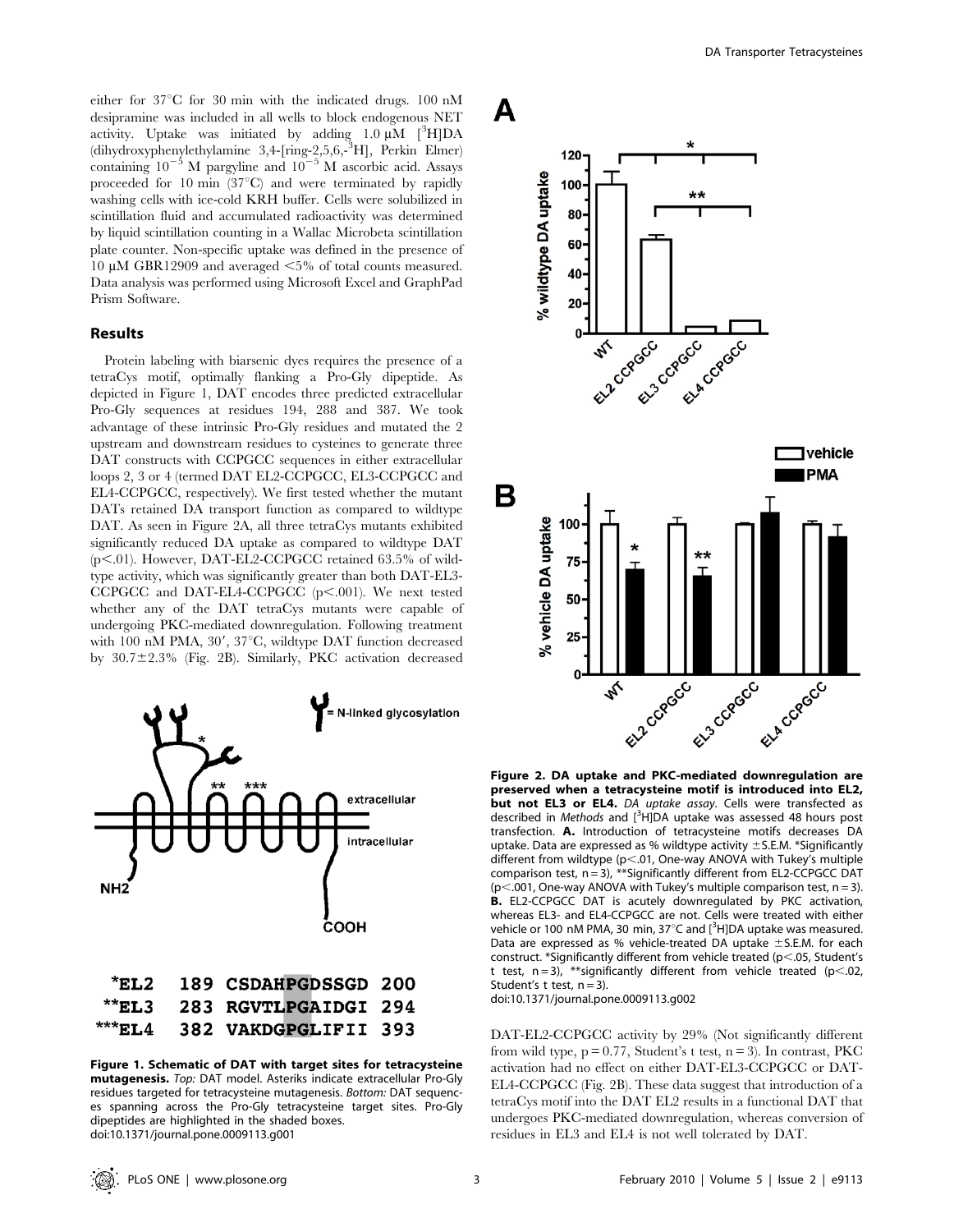either for 37°C for 30 min with the indicated drugs. 100 nM desipramine was included in all wells to block endogenous NET activity. Uptake was initiated by adding 1.0 μM [$^3$H]DA (dihydroxyphenylethylamine 3,4-[ring-2,5,6,-$^3$H], Perkin Elmer) containing $10^{-5}$ M pargyline and $10^{-5}$ M ascorbic acid. Assays proceeded for 10 min (37°C) and were terminated by rapidly washing cells with ice-cold KRH buffer. Cells were solubilized in scintillation fluid and accumulated radioactivity was determined by liquid scintillation counting in a Wallac Microbeta scintillation plate counter. Non-specific uptake was defined in the presence of 10 μM GBR12909 and averaged <5% of total counts measured. Data analysis was performed using Microsoft Excel and GraphPad Prism Software.

## Results

Protein labeling with biarsenic dyes requires the presence of a tetraCys motif, optimally flanking a Pro-Gly dipeptide. As depicted in Figure 1, DAT encodes three predicted extracellular Pro-Gly sequences at residues 194, 288 and 387. We took advantage of these intrinsic Pro-Gly residues and mutated the 2 upstream and downstream residues to cysteines to generate three DAT constructs with CCPGCC sequences in either extracellular loops 2, 3 or 4 (termed DAT EL2-CCPGCC, EL3-CCPGCC and EL4-CCPGCC, respectively). We first tested whether the mutant DATs retained DA transport function as compared to wildtype DAT. As seen in Figure 2A, all three tetraCys mutants exhibited significantly reduced DA uptake as compared to wildtype DAT ($p<.01$). However, DAT-EL2-CCPGCC retained 63.5% of wildtype activity, which was significantly greater than both DAT-EL3-CCPGCC and DAT-EL4-CCPGCC ($p<.001$). We next tested whether any of the DAT tetraCys mutants were capable of undergoing PKC-mediated downregulation. Following treatment with 100 nM PMA, 30′, 37°C, wildtype DAT function decreased by 30.7±2.3% (Fig. 2B). Similarly, PKC activation decreased DAT-EL2-CCPGCC activity by 29% (Not significantly different from wild type, $p = 0.77$, Student's t test, $n = 3$). In contrast, PKC activation had no effect on either DAT-EL3-CCPGCC or DAT-EL4-CCPGCC (Fig. 2B). These data suggest that introduction of a tetraCys motif into the DAT EL2 results in a functional DAT that undergoes PKC-mediated downregulation, whereas conversion of residues in EL3 and EL4 is not well tolerated by DAT.

```
*EL2    189 CSDAHPGDSSGD 200
**EL3   283 RGVTLPGAIDGI 294
***EL4  382 VAKDGPGLIFII 393
```

**Figure 1. Schematic of DAT with target sites for tetracysteine mutagenesis.** *Top:* DAT model. Asteriks indicate extracellular Pro-Gly residues targeted for tetracysteine mutagenesis. *Bottom:* DAT sequences spanning across the Pro-Gly tetracysteine target sites. Pro-Gly dipeptides are highlighted in the shaded boxes.
doi:10.1371/journal.pone.0009113.g001

**Figure 2. DA uptake and PKC-mediated downregulation are preserved when a tetracysteine motif is introduced into EL2, but not EL3 or EL4.** *DA uptake assay.* Cells were transfected as described in *Methods* and [$^3$H]DA uptake was assessed 48 hours post transfection. **A.** Introduction of tetracysteine motifs decreases DA uptake. Data are expressed as % wildtype activity ±S.E.M. *Significantly different from wildtype ($p<.01$, One-way ANOVA with Tukey's multiple comparison test, $n = 3$), **Significantly different from EL2-CCPGCC DAT ($p<.001$, One-way ANOVA with Tukey's multiple comparison test, $n = 3$). **B.** EL2-CCPGCC DAT is acutely downregulated by PKC activation, whereas EL3- and EL4-CCPGCC are not. Cells were treated with either vehicle or 100 nM PMA, 30 min, 37°C and [$^3$H]DA uptake was measured. Data are expressed as % vehicle-treated DA uptake ±S.E.M. for each construct. *Significantly different from vehicle treated ($p<.05$, Student's t test, $n = 3$), **significantly different from vehicle treated ($p<.02$, Student's t test, $n = 3$).
doi:10.1371/journal.pone.0009113.g002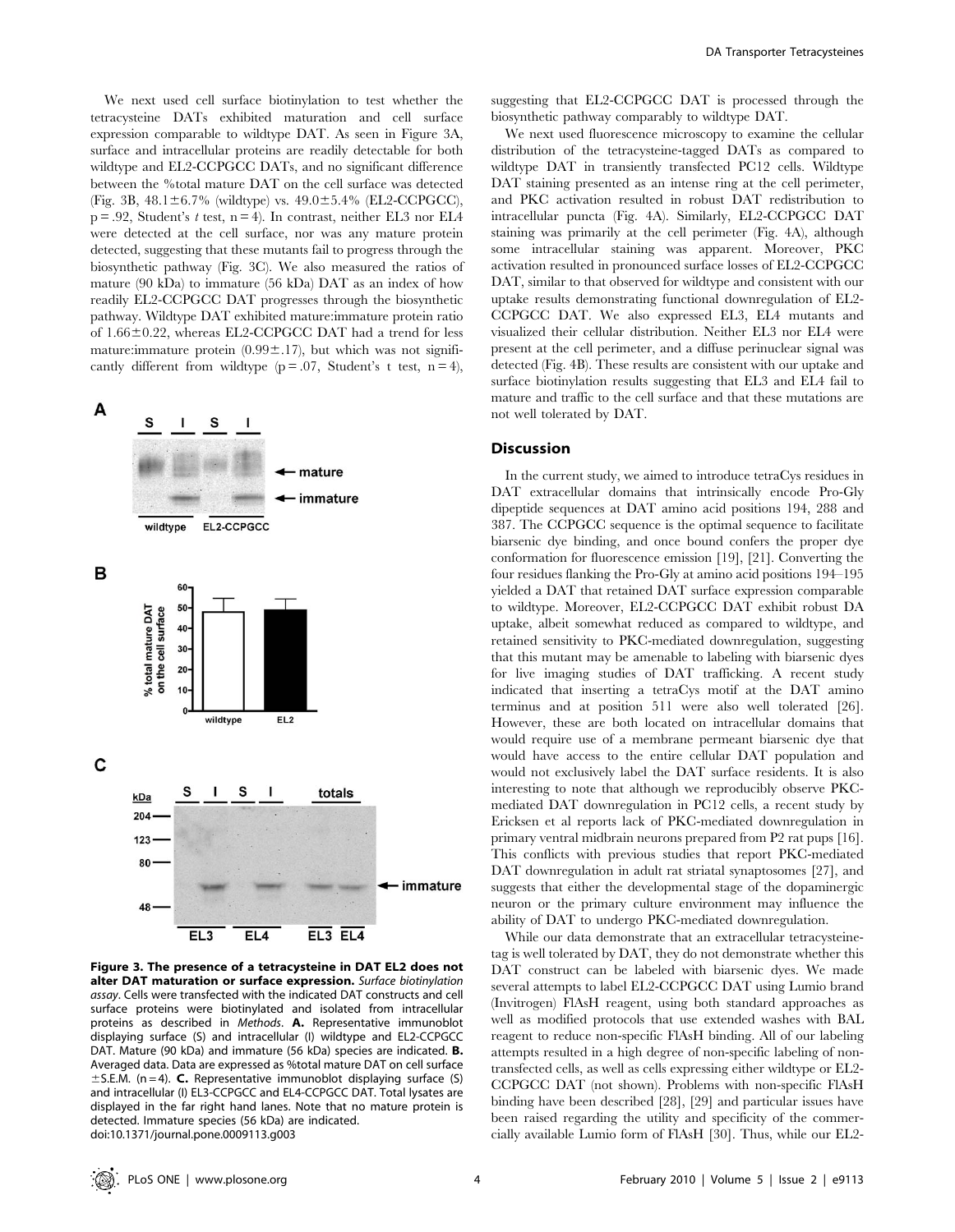We next used cell surface biotinylation to test whether the tetracysteine DATs exhibited maturation and cell surface expression comparable to wildtype DAT. As seen in Figure 3A, surface and intracellular proteins are readily detectable for both wildtype and EL2-CCPGCC DATs, and no significant difference between the %total mature DAT on the cell surface was detected (Fig. 3B, 48.1±6.7% (wildtype) vs. 49.0±5.4% (EL2-CCPGCC), p = .92, Student's *t* test, n = 4). In contrast, neither EL3 nor EL4 were detected at the cell surface, nor was any mature protein detected, suggesting that these mutants fail to progress through the biosynthetic pathway (Fig. 3C). We also measured the ratios of mature (90 kDa) to immature (56 kDa) DAT as an index of how readily EL2-CCPGCC DAT progresses through the biosynthetic pathway. Wildtype DAT exhibited mature:immature protein ratio of 1.66±0.22, whereas EL2-CCPGCC DAT had a trend for less mature:immature protein (0.99±.17), but which was not significantly different from wildtype (p = .07, Student's t test, n = 4), suggesting that EL2-CCPGCC DAT is processed through the biosynthetic pathway comparably to wildtype DAT.

**Figure 3. The presence of a tetracysteine in DAT EL2 does not alter DAT maturation or surface expression.** *Surface biotinylation assay*. Cells were transfected with the indicated DAT constructs and cell surface proteins were biotinylated and isolated from intracellular proteins as described in *Methods*. **A.** Representative immunoblot displaying surface (S) and intracellular (I) wildtype and EL2-CCPGCC DAT. Mature (90 kDa) and immature (56 kDa) species are indicated. **B.** Averaged data. Data are expressed as %total mature DAT on cell surface ±S.E.M. (n = 4). **C.** Representative immunoblot displaying surface (S) and intracellular (I) EL3-CCPGCC and EL4-CCPGCC DAT. Total lysates are displayed in the far right hand lanes. Note that no mature protein is detected. Immature species (56 kDa) are indicated.
doi:10.1371/journal.pone.0009113.g003

We next used fluorescence microscopy to examine the cellular distribution of the tetracysteine-tagged DATs as compared to wildtype DAT in transiently transfected PC12 cells. Wildtype DAT staining presented as an intense ring at the cell perimeter, and PKC activation resulted in robust DAT redistribution to intracellular puncta (Fig. 4A). Similarly, EL2-CCPGCC DAT staining was primarily at the cell perimeter (Fig. 4A), although some intracellular staining was apparent. Moreover, PKC activation resulted in pronounced surface losses of EL2-CCPGCC DAT, similar to that observed for wildtype and consistent with our uptake results demonstrating functional downregulation of EL2-CCPGCC DAT. We also expressed EL3, EL4 mutants and visualized their cellular distribution. Neither EL3 nor EL4 were present at the cell perimeter, and a diffuse perinuclear signal was detected (Fig. 4B). These results are consistent with our uptake and surface biotinylation results suggesting that EL3 and EL4 fail to mature and traffic to the cell surface and that these mutations are not well tolerated by DAT.

## Discussion

In the current study, we aimed to introduce tetraCys residues in DAT extracellular domains that intrinsically encode Pro-Gly dipeptide sequences at DAT amino acid positions 194, 288 and 387. The CCPGCC sequence is the optimal sequence to facilitate biarsenic dye binding, and once bound confers the proper dye conformation for fluorescence emission [19], [21]. Converting the four residues flanking the Pro-Gly at amino acid positions 194–195 yielded a DAT that retained DAT surface expression comparable to wildtype. Moreover, EL2-CCPGCC DAT exhibit robust DA uptake, albeit somewhat reduced as compared to wildtype, and retained sensitivity to PKC-mediated downregulation, suggesting that this mutant may be amenable to labeling with biarsenic dyes for live imaging studies of DAT trafficking. A recent study indicated that inserting a tetraCys motif at the DAT amino terminus and at position 511 were also well tolerated [26]. However, these are both located on intracellular domains that would require use of a membrane permeant biarsenic dye that would have access to the entire cellular DAT population and would not exclusively label the DAT surface residents. It is also interesting to note that although we reproducibly observe PKC-mediated DAT downregulation in PC12 cells, a recent study by Ericksen et al reports lack of PKC-mediated downregulation in primary ventral midbrain neurons prepared from P2 rat pups [16]. This conflicts with previous studies that report PKC-mediated DAT downregulation in adult rat striatal synaptosomes [27], and suggests that either the developmental stage of the dopaminergic neuron or the primary culture environment may influence the ability of DAT to undergo PKC-mediated downregulation.

While our data demonstrate that an extracellular tetracysteine-tag is well tolerated by DAT, they do not demonstrate whether this DAT construct can be labeled with biarsenic dyes. We made several attempts to label EL2-CCPGCC DAT using Lumio brand (Invitrogen) FlAsH reagent, using both standard approaches as well as modified protocols that use extended washes with BAL reagent to reduce non-specific FlAsH binding. All of our labeling attempts resulted in a high degree of non-specific labeling of non-transfected cells, as well as cells expressing either wildtype or EL2-CCPGCC DAT (not shown). Problems with non-specific FlAsH binding have been described [28], [29] and particular issues have been raised regarding the utility and specificity of the commercially available Lumio form of FlAsH [30]. Thus, while our EL2-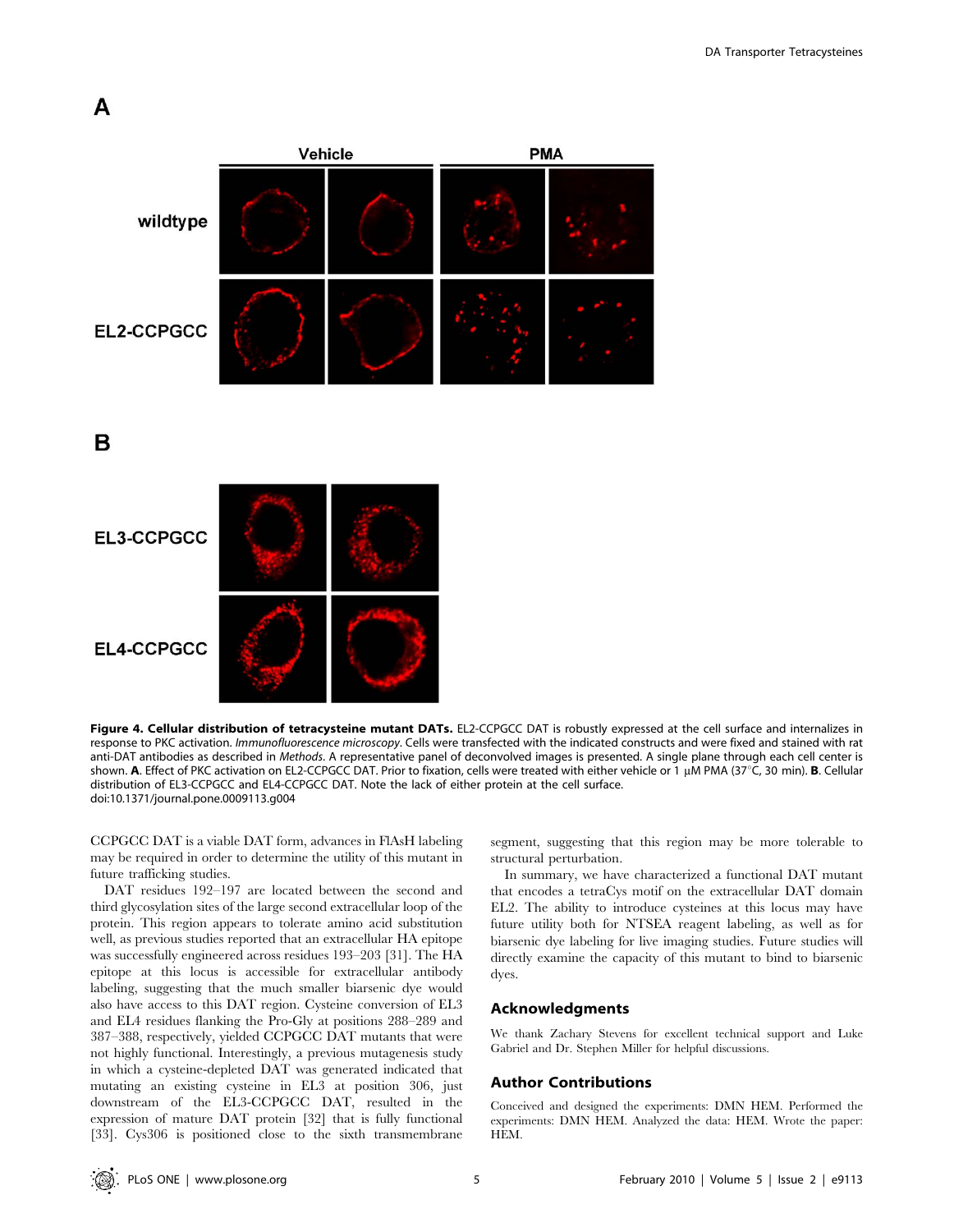**Figure 4. Cellular distribution of tetracysteine mutant DATs.** EL2-CCPGCC DAT is robustly expressed at the cell surface and internalizes in response to PKC activation. *Immunofluorescence microscopy*. Cells were transfected with the indicated constructs and were fixed and stained with rat anti-DAT antibodies as described in *Methods*. A representative panel of deconvolved images is presented. A single plane through each cell center is shown. **A**. Effect of PKC activation on EL2-CCPGCC DAT. Prior to fixation, cells were treated with either vehicle or 1 μM PMA (37°C, 30 min). **B**. Cellular distribution of EL3-CCPGCC and EL4-CCPGCC DAT. Note the lack of either protein at the cell surface.
doi:10.1371/journal.pone.0009113.g004

CCPGCC DAT is a viable DAT form, advances in FlAsH labeling may be required in order to determine the utility of this mutant in future trafficking studies.

DAT residues 192–197 are located between the second and third glycosylation sites of the large second extracellular loop of the protein. This region appears to tolerate amino acid substitution well, as previous studies reported that an extracellular HA epitope was successfully engineered across residues 193–203 [31]. The HA epitope at this locus is accessible for extracellular antibody labeling, suggesting that the much smaller biarsenic dye would also have access to this DAT region. Cysteine conversion of EL3 and EL4 residues flanking the Pro-Gly at positions 288–289 and 387–388, respectively, yielded CCPGCC DAT mutants that were not highly functional. Interestingly, a previous mutagenesis study in which a cysteine-depleted DAT was generated indicated that mutating an existing cysteine in EL3 at position 306, just downstream of the EL3-CCPGCC DAT, resulted in the expression of mature DAT protein [32] that is fully functional [33]. Cys306 is positioned close to the sixth transmembrane segment, suggesting that this region may be more tolerable to structural perturbation.

In summary, we have characterized a functional DAT mutant that encodes a tetraCys motif on the extracellular DAT domain EL2. The ability to introduce cysteines at this locus may have future utility both for NTSEA reagent labeling, as well as for biarsenic dye labeling for live imaging studies. Future studies will directly examine the capacity of this mutant to bind to biarsenic dyes.

## Acknowledgments

We thank Zachary Stevens for excellent technical support and Luke Gabriel and Dr. Stephen Miller for helpful discussions.

## Author Contributions

Conceived and designed the experiments: DMN HEM. Performed the experiments: DMN HEM. Analyzed the data: HEM. Wrote the paper: HEM.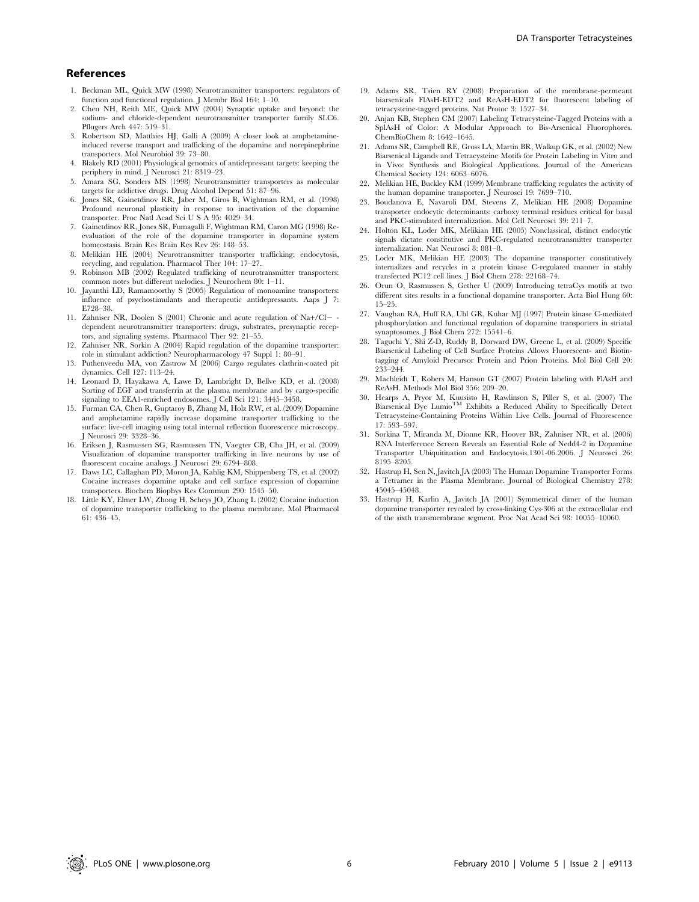## References

1. Beckman ML, Quick MW (1998) Neurotransmitter transporters: regulators of function and functional regulation. J Membr Biol 164: 1–10.
2. Chen NH, Reith ME, Quick MW (2004) Synaptic uptake and beyond: the sodium- and chloride-dependent neurotransmitter transporter family SLC6. Pflugers Arch 447: 519–31.
3. Robertson SD, Matthies HJ, Galli A (2009) A closer look at amphetamine-induced reverse transport and trafficking of the dopamine and norepinephrine transporters. Mol Neurobiol 39: 73–80.
4. Blakely RD (2001) Physiological genomics of antidepressant targets: keeping the periphery in mind. J Neurosci 21: 8319–23.
5. Amara SG, Sonders MS (1998) Neurotransmitter transporters as molecular targets for addictive drugs. Drug Alcohol Depend 51: 87–96.
6. Jones SR, Gainetdinov RR, Jaber M, Giros B, Wightman RM, et al. (1998) Profound neuronal plasticity in response to inactivation of the dopamine transporter. Proc Natl Acad Sci U S A 95: 4029–34.
7. Gainetdinov RR, Jones SR, Fumagalli F, Wightman RM, Caron MG (1998) Re-evaluation of the role of the dopamine transporter in dopamine system homeostasis. Brain Res Brain Res Rev 26: 148–53.
8. Melikian HE (2004) Neurotransmitter transporter trafficking: endocytosis, recycling, and regulation. Pharmacol Ther 104: 17–27.
9. Robinson MB (2002) Regulated trafficking of neurotransmitter transporters: common notes but different melodies. J Neurochem 80: 1–11.
10. Jayanthi LD, Ramamoorthy S (2005) Regulation of monoamine transporters: influence of psychostimulants and therapeutic antidepressants. Aaps J 7: E728–38.
11. Zahniser NR, Doolen S (2001) Chronic and acute regulation of Na+/Cl− -dependent neurotransmitter transporters: drugs, substrates, presynaptic receptors, and signaling systems. Pharmacol Ther 92: 21–55.
12. Zahniser NR, Sorkin A (2004) Rapid regulation of the dopamine transporter: role in stimulant addiction? Neuropharmacology 47 Suppl 1: 80–91.
13. Puthenveedu MA, von Zastrow M (2006) Cargo regulates clathrin-coated pit dynamics. Cell 127: 113–24.
14. Leonard D, Hayakawa A, Lawe D, Lambright D, Bellve KD, et al. (2008) Sorting of EGF and transferrin at the plasma membrane and by cargo-specific signaling to EEA1-enriched endosomes. J Cell Sci 121: 3445–3458.
15. Furman CA, Chen R, Guptaroy B, Zhang M, Holz RW, et al. (2009) Dopamine and amphetamine rapidly increase dopamine transporter trafficking to the surface: live-cell imaging using total internal reflection fluorescence microscopy. J Neurosci 29: 3328–36.
16. Eriksen J, Rasmussen SG, Rasmussen TN, Vaegter CB, Cha JH, et al. (2009) Visualization of dopamine transporter trafficking in live neurons by use of fluorescent cocaine analogs. J Neurosci 29: 6794–808.
17. Daws LC, Callaghan PD, Moron JA, Kahlig KM, Shippenberg TS, et al. (2002) Cocaine increases dopamine uptake and cell surface expression of dopamine transporters. Biochem Biophys Res Commun 290: 1545–50.
18. Little KY, Elmer LW, Zhong H, Scheys JO, Zhang L (2002) Cocaine induction of dopamine transporter trafficking to the plasma membrane. Mol Pharmacol 61: 436–45.
19. Adams SR, Tsien RY (2008) Preparation of the membrane-permeant biarsenicals FlAsH-EDT2 and ReAsH-EDT2 for fluorescent labeling of tetracysteine-tagged proteins. Nat Protoc 3: 1527–34.
20. Anjan KB, Stephen CM (2007) Labeling Tetracysteine-Tagged Proteins with a SplAsH of Color: A Modular Approach to Bis-Arsenical Fluorophores. ChemBioChem 8: 1642–1645.
21. Adams SR, Campbell RE, Gross LA, Martin BR, Walkup GK, et al. (2002) New Biarsenical Ligands and Tetracysteine Motifs for Protein Labeling in Vitro and in Vivo: Synthesis and Biological Applications. Journal of the American Chemical Society 124: 6063–6076.
22. Melikian HE, Buckley KM (1999) Membrane trafficking regulates the activity of the human dopamine transporter. J Neurosci 19: 7699–710.
23. Boudanova E, Navaroli DM, Stevens Z, Melikian HE (2008) Dopamine transporter endocytic determinants: carboxy terminal residues critical for basal and PKC-stimulated internalization. Mol Cell Neurosci 39: 211–7.
24. Holton KL, Loder MK, Melikian HE (2005) Nonclassical, distinct endocytic signals dictate constitutive and PKC-regulated neurotransmitter transporter internalization. Nat Neurosci 8: 881–8.
25. Loder MK, Melikian HE (2003) The dopamine transporter constitutively internalizes and recycles in a protein kinase C-regulated manner in stably transfected PC12 cell lines. J Biol Chem 278: 22168–74.
26. Orun O, Rasmussen S, Gether U (2009) Introducing tetraCys motifs at two different sites results in a functional dopamine transporter. Acta Biol Hung 60: 15–25.
27. Vaughan RA, Huff RA, Uhl GR, Kuhar MJ (1997) Protein kinase C-mediated phosphorylation and functional regulation of dopamine transporters in striatal synaptosomes. J Biol Chem 272: 15541–6.
28. Taguchi Y, Shi Z-D, Ruddy B, Dorward DW, Greene L, et al. (2009) Specific Biarsenical Labeling of Cell Surface Proteins Allows Fluorescent- and Biotin-tagging of Amyloid Precursor Protein and Prion Proteins. Mol Biol Cell 20: 233–244.
29. Machleidt T, Robers M, Hanson GT (2007) Protein labeling with FlAsH and ReAsH. Methods Mol Biol 356: 209–20.
30. Hearps A, Pryor M, Kuusisto H, Rawlinson S, Piller S, et al. (2007) The Biarsenical Dye Lumio$^{TM}$ Exhibits a Reduced Ability to Specifically Detect Tetracysteine-Containing Proteins Within Live Cells. Journal of Fluorescence 17: 593–597.
31. Sorkina T, Miranda M, Dionne KR, Hoover BR, Zahniser NR, et al. (2006) RNA Interference Screen Reveals an Essential Role of Nedd4-2 in Dopamine Transporter Ubiquitination and Endocytosis.1301-06.2006. J Neurosci 26: 8195–8205.
32. Hastrup H, Sen N, Javitch JA (2003) The Human Dopamine Transporter Forms a Tetramer in the Plasma Membrane. Journal of Biological Chemistry 278: 45045–45048.
33. Hastrup H, Karlin A, Javitch JA (2001) Symmetrical dimer of the human dopamine transporter revealed by cross-linking Cys-306 at the extracellular end of the sixth transmembrane segment. Proc Nat Acad Sci 98: 10055–10060.